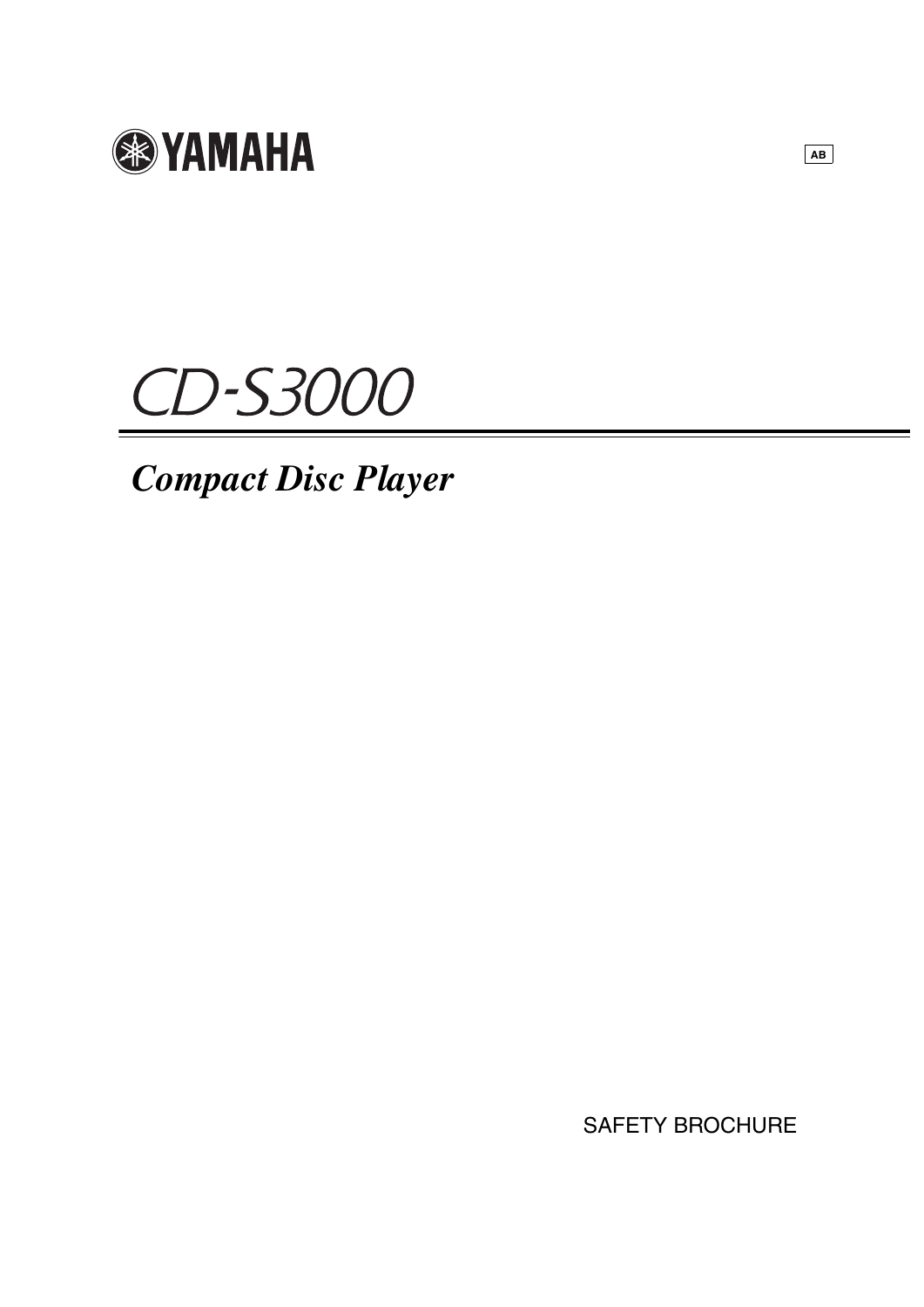YAMAHA

AB

# CD-S3000

## *Compact Disc Player*

SAFETY BROCHURE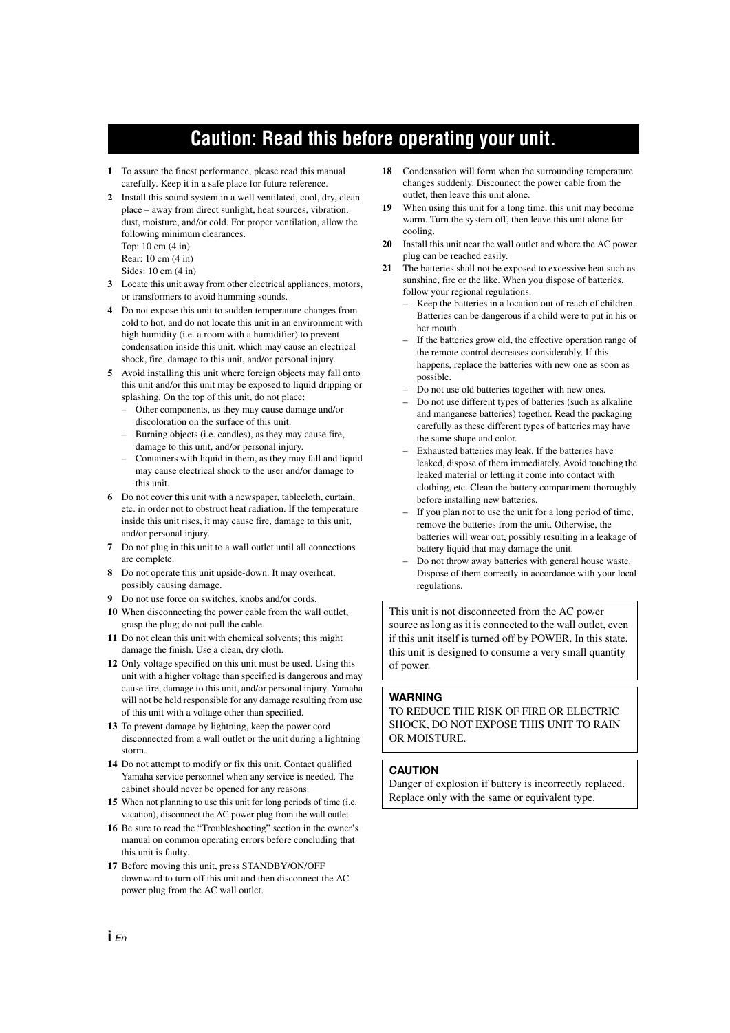# Caution: Read this before operating your unit.

1. To assure the finest performance, please read this manual carefully. Keep it in a safe place for future reference.
2. Install this sound system in a well ventilated, cool, dry, clean place – away from direct sunlight, heat sources, vibration, dust, moisture, and/or cold. For proper ventilation, allow the following minimum clearances.
   Top: 10 cm (4 in)
   Rear: 10 cm (4 in)
   Sides: 10 cm (4 in)
3. Locate this unit away from other electrical appliances, motors, or transformers to avoid humming sounds.
4. Do not expose this unit to sudden temperature changes from cold to hot, and do not locate this unit in an environment with high humidity (i.e. a room with a humidifier) to prevent condensation inside this unit, which may cause an electrical shock, fire, damage to this unit, and/or personal injury.
5. Avoid installing this unit where foreign objects may fall onto this unit and/or this unit may be exposed to liquid dripping or splashing. On the top of this unit, do not place:
   – Other components, as they may cause damage and/or discoloration on the surface of this unit.
   – Burning objects (i.e. candles), as they may cause fire, damage to this unit, and/or personal injury.
   – Containers with liquid in them, as they may fall and liquid may cause electrical shock to the user and/or damage to this unit.
6. Do not cover this unit with a newspaper, tablecloth, curtain, etc. in order not to obstruct heat radiation. If the temperature inside this unit rises, it may cause fire, damage to this unit, and/or personal injury.
7. Do not plug in this unit to a wall outlet until all connections are complete.
8. Do not operate this unit upside-down. It may overheat, possibly causing damage.
9. Do not use force on switches, knobs and/or cords.
10. When disconnecting the power cable from the wall outlet, grasp the plug; do not pull the cable.
11. Do not clean this unit with chemical solvents; this might damage the finish. Use a clean, dry cloth.
12. Only voltage specified on this unit must be used. Using this unit with a higher voltage than specified is dangerous and may cause fire, damage to this unit, and/or personal injury. Yamaha will not be held responsible for any damage resulting from use of this unit with a voltage other than specified.
13. To prevent damage by lightning, keep the power cord disconnected from a wall outlet or the unit during a lightning storm.
14. Do not attempt to modify or fix this unit. Contact qualified Yamaha service personnel when any service is needed. The cabinet should never be opened for any reasons.
15. When not planning to use this unit for long periods of time (i.e. vacation), disconnect the AC power plug from the wall outlet.
16. Be sure to read the "Troubleshooting" section in the owner's manual on common operating errors before concluding that this unit is faulty.
17. Before moving this unit, press STANDBY/ON/OFF downward to turn off this unit and then disconnect the AC power plug from the AC wall outlet.
18. Condensation will form when the surrounding temperature changes suddenly. Disconnect the power cable from the outlet, then leave this unit alone.
19. When using this unit for a long time, this unit may become warm. Turn the system off, then leave this unit alone for cooling.
20. Install this unit near the wall outlet and where the AC power plug can be reached easily.
21. The batteries shall not be exposed to excessive heat such as sunshine, fire or the like. When you dispose of batteries, follow your regional regulations.
   – Keep the batteries in a location out of reach of children. Batteries can be dangerous if a child were to put in his or her mouth.
   – If the batteries grow old, the effective operation range of the remote control decreases considerably. If this happens, replace the batteries with new one as soon as possible.
   – Do not use old batteries together with new ones.
   – Do not use different types of batteries (such as alkaline and manganese batteries) together. Read the packaging carefully as these different types of batteries may have the same shape and color.
   – Exhausted batteries may leak. If the batteries have leaked, dispose of them immediately. Avoid touching the leaked material or letting it come into contact with clothing, etc. Clean the battery compartment thoroughly before installing new batteries.
   – If you plan not to use the unit for a long period of time, remove the batteries from the unit. Otherwise, the batteries will wear out, possibly resulting in a leakage of battery liquid that may damage the unit.
   – Do not throw away batteries with general house waste. Dispose of them correctly in accordance with your local regulations.

This unit is not disconnected from the AC power source as long as it is connected to the wall outlet, even if this unit itself is turned off by POWER. In this state, this unit is designed to consume a very small quantity of power.

**WARNING**

TO REDUCE THE RISK OF FIRE OR ELECTRIC SHOCK, DO NOT EXPOSE THIS UNIT TO RAIN OR MOISTURE.

**CAUTION**

Danger of explosion if battery is incorrectly replaced. Replace only with the same or equivalent type.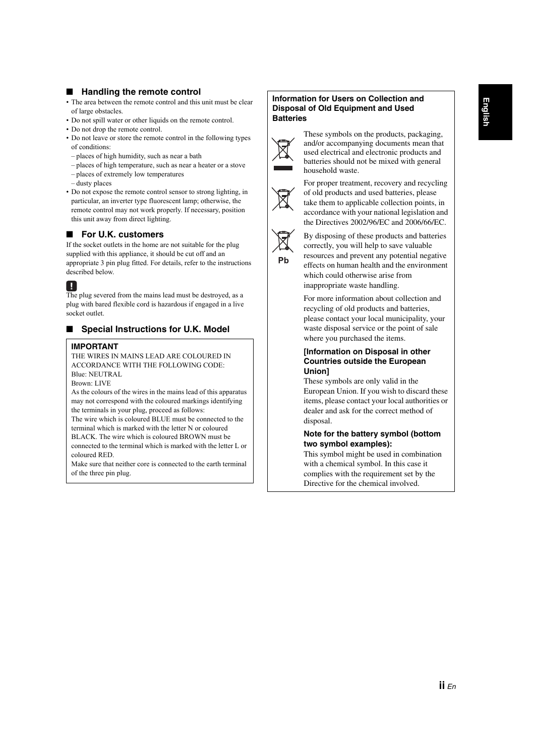## ■ Handling the remote control

- The area between the remote control and this unit must be clear of large obstacles.
- Do not spill water or other liquids on the remote control.
- Do not drop the remote control.
- Do not leave or store the remote control in the following types of conditions:
  - places of high humidity, such as near a bath
  - places of high temperature, such as near a heater or a stove
  - places of extremely low temperatures
  - dusty places
- Do not expose the remote control sensor to strong lighting, in particular, an inverter type fluorescent lamp; otherwise, the remote control may not work properly. If necessary, position this unit away from direct lighting.

## ■ For U.K. customers

If the socket outlets in the home are not suitable for the plug supplied with this appliance, it should be cut off and an appropriate 3 pin plug fitted. For details, refer to the instructions described below.

**!**

The plug severed from the mains lead must be destroyed, as a plug with bared flexible cord is hazardous if engaged in a live socket outlet.

## ■ Special Instructions for U.K. Model

**IMPORTANT**

THE WIRES IN MAINS LEAD ARE COLOURED IN ACCORDANCE WITH THE FOLLOWING CODE:
Blue: NEUTRAL
Brown: LIVE

As the colours of the wires in the mains lead of this apparatus may not correspond with the coloured markings identifying the terminals in your plug, proceed as follows:
The wire which is coloured BLUE must be connected to the terminal which is marked with the letter N or coloured BLACK. The wire which is coloured BROWN must be connected to the terminal which is marked with the letter L or coloured RED.
Make sure that neither core is connected to the earth terminal of the three pin plug.

**Information for Users on Collection and Disposal of Old Equipment and Used Batteries**

These symbols on the products, packaging, and/or accompanying documents mean that used electrical and electronic products and batteries should not be mixed with general household waste.

For proper treatment, recovery and recycling of old products and used batteries, please take them to applicable collection points, in accordance with your national legislation and the Directives 2002/96/EC and 2006/66/EC.

Pb

By disposing of these products and batteries correctly, you will help to save valuable resources and prevent any potential negative effects on human health and the environment which could otherwise arise from inappropriate waste handling.

For more information about collection and recycling of old products and batteries, please contact your local municipality, your waste disposal service or the point of sale where you purchased the items.

**[Information on Disposal in other Countries outside the European Union]**

These symbols are only valid in the European Union. If you wish to discard these items, please contact your local authorities or dealer and ask for the correct method of disposal.

**Note for the battery symbol (bottom two symbol examples):**

This symbol might be used in combination with a chemical symbol. In this case it complies with the requirement set by the Directive for the chemical involved.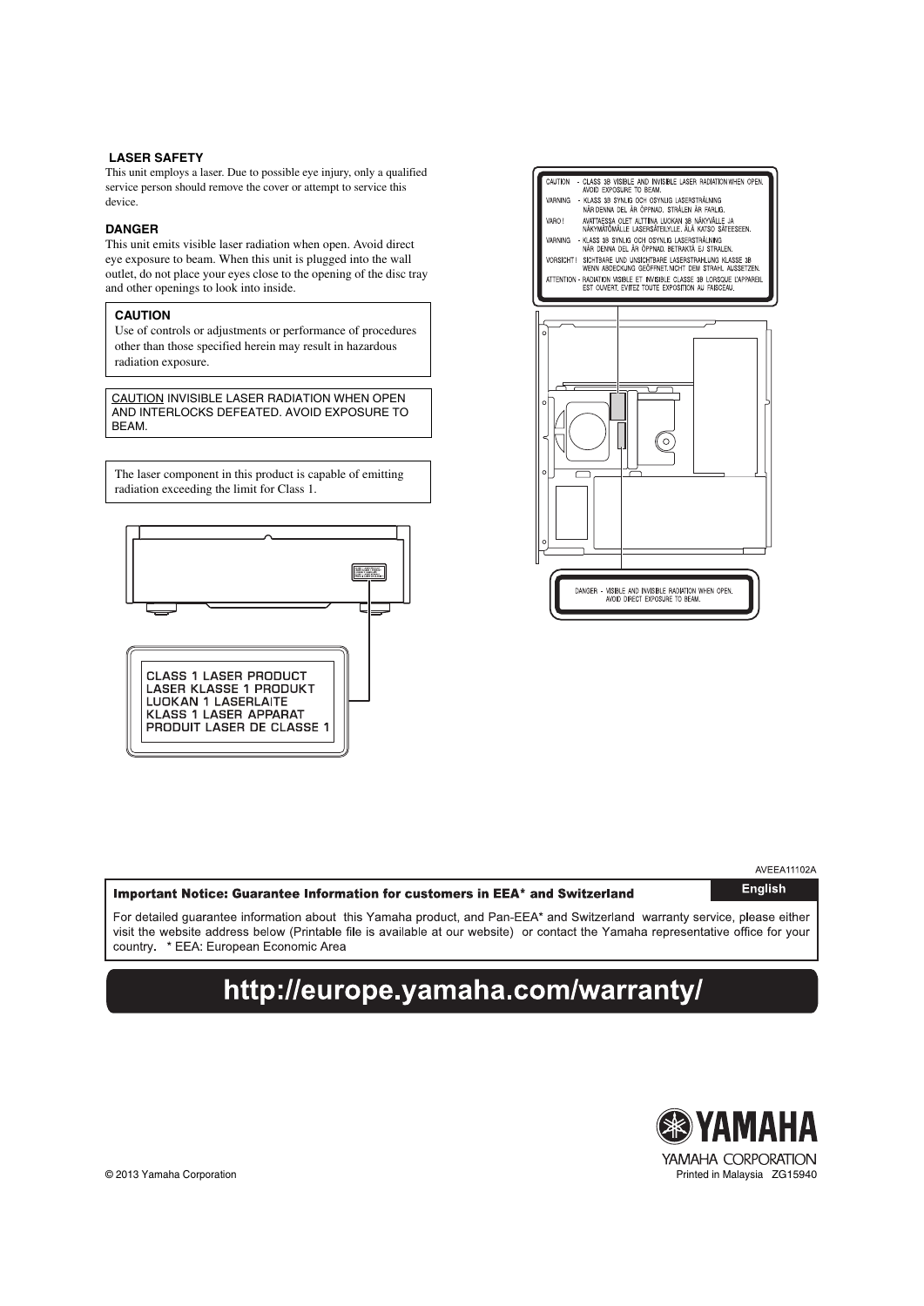### LASER SAFETY

This unit employs a laser. Due to possible eye injury, only a qualified service person should remove the cover or attempt to service this device.

### DANGER

This unit emits visible laser radiation when open. Avoid direct eye exposure to beam. When this unit is plugged into the wall outlet, do not place your eyes close to the opening of the disc tray and other openings to look into inside.

**CAUTION**

Use of controls or adjustments or performance of procedures other than those specified herein may result in hazardous radiation exposure.

CAUTION INVISIBLE LASER RADIATION WHEN OPEN AND INTERLOCKS DEFEATED. AVOID EXPOSURE TO BEAM.

The laser component in this product is capable of emitting radiation exceeding the limit for Class 1.

CLASS 1 LASER PRODUCT
LASER KLASSE 1 PRODUKT
LUOKAN 1 LASERLAITE
KLASS 1 LASER APPARAT
PRODUIT LASER DE CLASSE 1

CAUTION - CLASS 3B VISIBLE AND INVISIBLE LASER RADIATION WHEN OPEN. AVOID EXPOSURE TO BEAM.
VARNING - KLASS 3B SYNLIG OCH OSYNLIG LASERSTRÅLNING NÄR DENNA DEL ÄR ÖPPNAD. STRÅLEN ÄR FARLIG.
VARO! AVATTAESSA OLET ALTTIINA LUOKAN 3B NÄKYVÄLLE JA NÄKYMÄTTÖMÄLLE LASERSÄTEILYLLE. ÄLÄ KATSO SÄTEESEEN.
VARNING - KLASS 3B SYNLIG OCH OSYNLIG LASERSTRÅLNING NÅR DENNA DEL ÄR ÖPPNAD. BETRAKTA EJ STRALEN.
VORSICHT! SICHTBARE UND UNSICHTBARE LASERSTRAHLUNG KLASSE 3B WENN ABDECKUNG GEÖFFNET. NICHT DEM STRAHL AUSSETZEN.
ATTENTION - RADIATION VISIBLE ET INVISIBLE CLASSE 3B LORSQUE L'APPAREIL EST OUVERT. EVITEZ TOUTE EXPOSITION AU FAISCEAU.

DANGER - VISIBLE AND INVISIBLE RADIATION WHEN OPEN. AVOID DIRECT EXPOSURE TO BEAM.

AVEEA11102A

**Important Notice: Guarantee Information for customers in EEA\* and Switzerland** — **English**

For detailed guarantee information about this Yamaha product, and Pan-EEA* and Switzerland warranty service, please either visit the website address below (Printable file is available at our website) or contact the Yamaha representative office for your country. * EEA: European Economic Area

**http://europe.yamaha.com/warranty/**

YAMAHA
YAMAHA CORPORATION

© 2013 Yamaha Corporation

Printed in Malaysia ZG15940